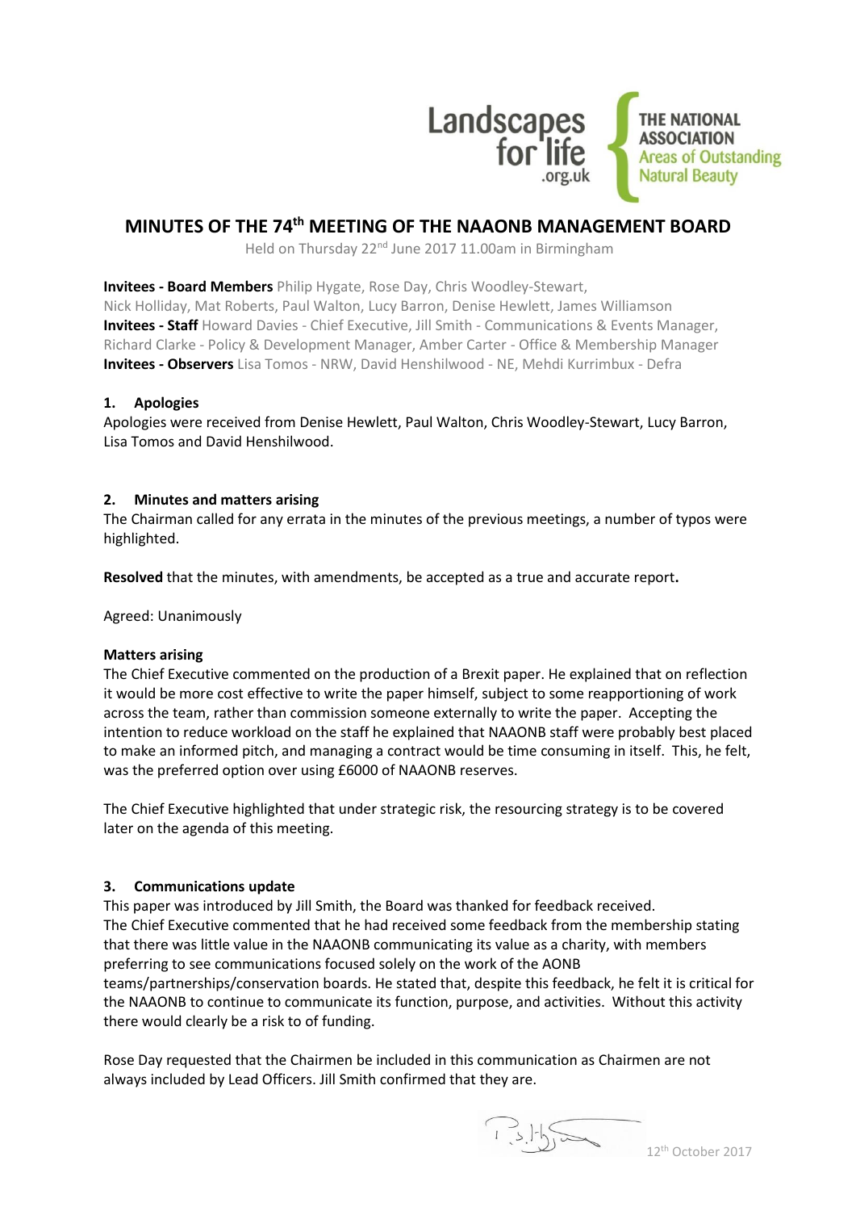Landscapes for life .org.uk | THE NATIONAL ASSOCIATION Areas of Outstanding Natural Beauty

# MINUTES OF THE 74th MEETING OF THE NAAONB MANAGEMENT BOARD

Held on Thursday 22nd June 2017 11.00am in Birmingham

**Invitees - Board Members** Philip Hygate, Rose Day, Chris Woodley-Stewart, Nick Holliday, Mat Roberts, Paul Walton, Lucy Barron, Denise Hewlett, James Williamson
**Invitees - Staff** Howard Davies - Chief Executive, Jill Smith - Communications & Events Manager, Richard Clarke - Policy & Development Manager, Amber Carter - Office & Membership Manager
**Invitees - Observers** Lisa Tomos - NRW, David Henshilwood - NE, Mehdi Kurrimbux - Defra

## 1. Apologies

Apologies were received from Denise Hewlett, Paul Walton, Chris Woodley-Stewart, Lucy Barron, Lisa Tomos and David Henshilwood.

## 2. Minutes and matters arising

The Chairman called for any errata in the minutes of the previous meetings, a number of typos were highlighted.

**Resolved** that the minutes, with amendments, be accepted as a true and accurate report**.**

Agreed: Unanimously

**Matters arising**

The Chief Executive commented on the production of a Brexit paper. He explained that on reflection it would be more cost effective to write the paper himself, subject to some reapportioning of work across the team, rather than commission someone externally to write the paper. Accepting the intention to reduce workload on the staff he explained that NAAONB staff were probably best placed to make an informed pitch, and managing a contract would be time consuming in itself. This, he felt, was the preferred option over using £6000 of NAAONB reserves.

The Chief Executive highlighted that under strategic risk, the resourcing strategy is to be covered later on the agenda of this meeting.

## 3. Communications update

This paper was introduced by Jill Smith, the Board was thanked for feedback received.
The Chief Executive commented that he had received some feedback from the membership stating that there was little value in the NAAONB communicating its value as a charity, with members preferring to see communications focused solely on the work of the AONB teams/partnerships/conservation boards. He stated that, despite this feedback, he felt it is critical for the NAAONB to continue to communicate its function, purpose, and activities. Without this activity there would clearly be a risk to of funding.

Rose Day requested that the Chairmen be included in this communication as Chairmen are not always included by Lead Officers. Jill Smith confirmed that they are.

12th October 2017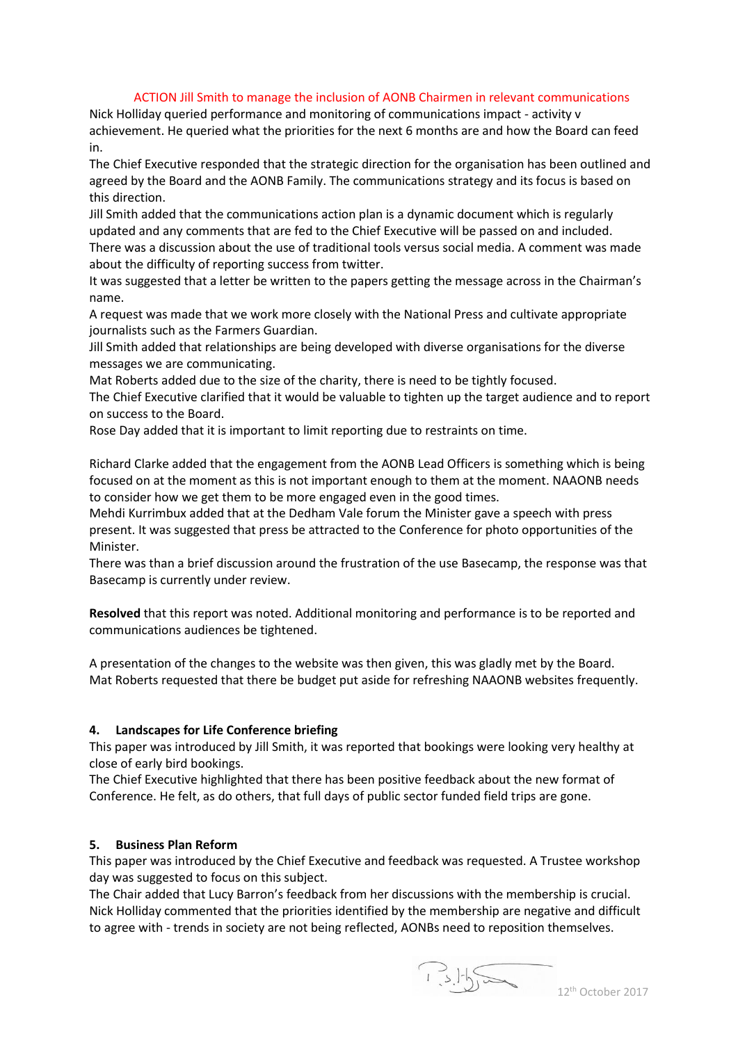ACTION Jill Smith to manage the inclusion of AONB Chairmen in relevant communications

Nick Holliday queried performance and monitoring of communications impact - activity v achievement. He queried what the priorities for the next 6 months are and how the Board can feed in.

The Chief Executive responded that the strategic direction for the organisation has been outlined and agreed by the Board and the AONB Family. The communications strategy and its focus is based on this direction.

Jill Smith added that the communications action plan is a dynamic document which is regularly updated and any comments that are fed to the Chief Executive will be passed on and included.

There was a discussion about the use of traditional tools versus social media. A comment was made about the difficulty of reporting success from twitter.

It was suggested that a letter be written to the papers getting the message across in the Chairman's name.

A request was made that we work more closely with the National Press and cultivate appropriate journalists such as the Farmers Guardian.

Jill Smith added that relationships are being developed with diverse organisations for the diverse messages we are communicating.

Mat Roberts added due to the size of the charity, there is need to be tightly focused.

The Chief Executive clarified that it would be valuable to tighten up the target audience and to report on success to the Board.

Rose Day added that it is important to limit reporting due to restraints on time.

Richard Clarke added that the engagement from the AONB Lead Officers is something which is being focused on at the moment as this is not important enough to them at the moment. NAAONB needs to consider how we get them to be more engaged even in the good times.

Mehdi Kurrimbux added that at the Dedham Vale forum the Minister gave a speech with press present. It was suggested that press be attracted to the Conference for photo opportunities of the Minister.

There was than a brief discussion around the frustration of the use Basecamp, the response was that Basecamp is currently under review.

**Resolved** that this report was noted. Additional monitoring and performance is to be reported and communications audiences be tightened.

A presentation of the changes to the website was then given, this was gladly met by the Board. Mat Roberts requested that there be budget put aside for refreshing NAAONB websites frequently.

## 4. Landscapes for Life Conference briefing

This paper was introduced by Jill Smith, it was reported that bookings were looking very healthy at close of early bird bookings.

The Chief Executive highlighted that there has been positive feedback about the new format of Conference. He felt, as do others, that full days of public sector funded field trips are gone.

## 5. Business Plan Reform

This paper was introduced by the Chief Executive and feedback was requested. A Trustee workshop day was suggested to focus on this subject.

The Chair added that Lucy Barron's feedback from her discussions with the membership is crucial. Nick Holliday commented that the priorities identified by the membership are negative and difficult to agree with - trends in society are not being reflected, AONBs need to reposition themselves.

12th October 2017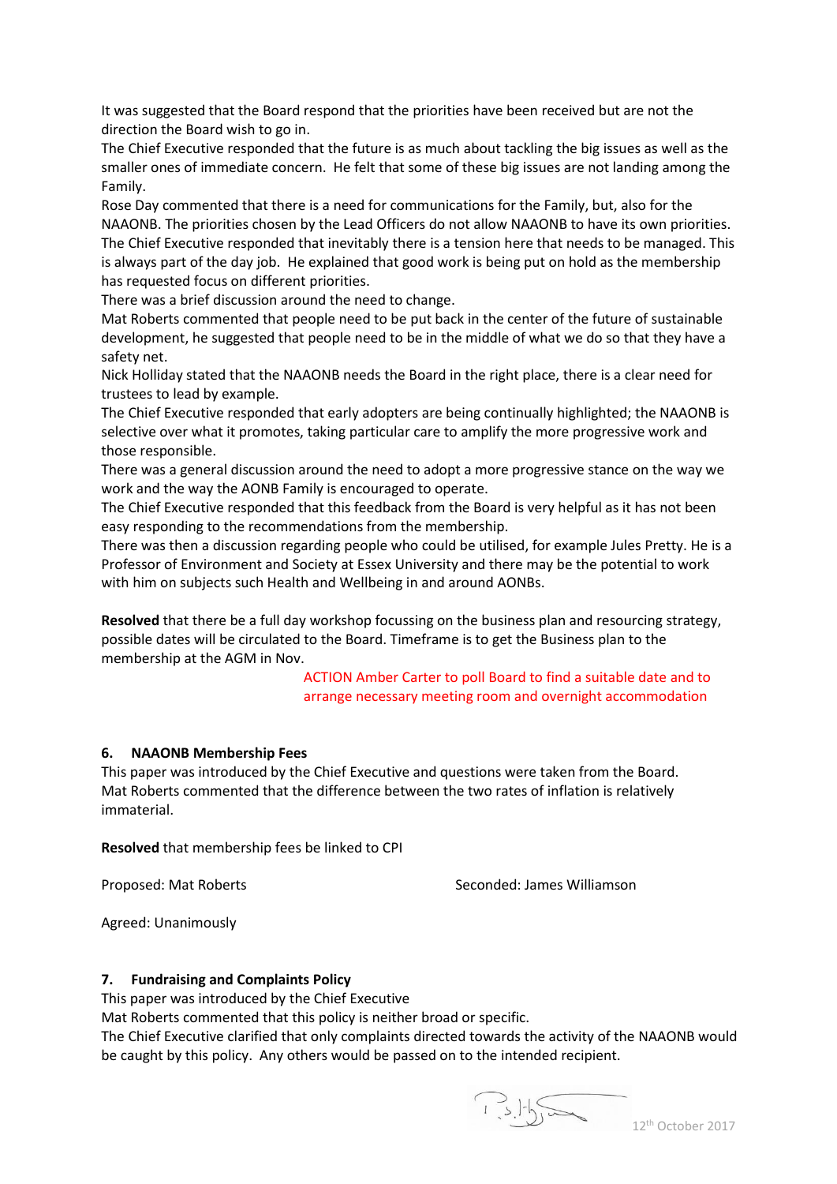It was suggested that the Board respond that the priorities have been received but are not the direction the Board wish to go in.
The Chief Executive responded that the future is as much about tackling the big issues as well as the smaller ones of immediate concern. He felt that some of these big issues are not landing among the Family.
Rose Day commented that there is a need for communications for the Family, but, also for the NAAONB. The priorities chosen by the Lead Officers do not allow NAAONB to have its own priorities.
The Chief Executive responded that inevitably there is a tension here that needs to be managed. This is always part of the day job. He explained that good work is being put on hold as the membership has requested focus on different priorities.
There was a brief discussion around the need to change.
Mat Roberts commented that people need to be put back in the center of the future of sustainable development, he suggested that people need to be in the middle of what we do so that they have a safety net.
Nick Holliday stated that the NAAONB needs the Board in the right place, there is a clear need for trustees to lead by example.
The Chief Executive responded that early adopters are being continually highlighted; the NAAONB is selective over what it promotes, taking particular care to amplify the more progressive work and those responsible.
There was a general discussion around the need to adopt a more progressive stance on the way we work and the way the AONB Family is encouraged to operate.
The Chief Executive responded that this feedback from the Board is very helpful as it has not been easy responding to the recommendations from the membership.
There was then a discussion regarding people who could be utilised, for example Jules Pretty. He is a Professor of Environment and Society at Essex University and there may be the potential to work with him on subjects such Health and Wellbeing in and around AONBs.

**Resolved** that there be a full day workshop focussing on the business plan and resourcing strategy, possible dates will be circulated to the Board. Timeframe is to get the Business plan to the membership at the AGM in Nov.

ACTION Amber Carter to poll Board to find a suitable date and to arrange necessary meeting room and overnight accommodation

## 6. NAAONB Membership Fees

This paper was introduced by the Chief Executive and questions were taken from the Board.
Mat Roberts commented that the difference between the two rates of inflation is relatively immaterial.

**Resolved** that membership fees be linked to CPI

Proposed: Mat Roberts Seconded: James Williamson

Agreed: Unanimously

## 7. Fundraising and Complaints Policy

This paper was introduced by the Chief Executive
Mat Roberts commented that this policy is neither broad or specific.
The Chief Executive clarified that only complaints directed towards the activity of the NAAONB would be caught by this policy. Any others would be passed on to the intended recipient.

12th October 2017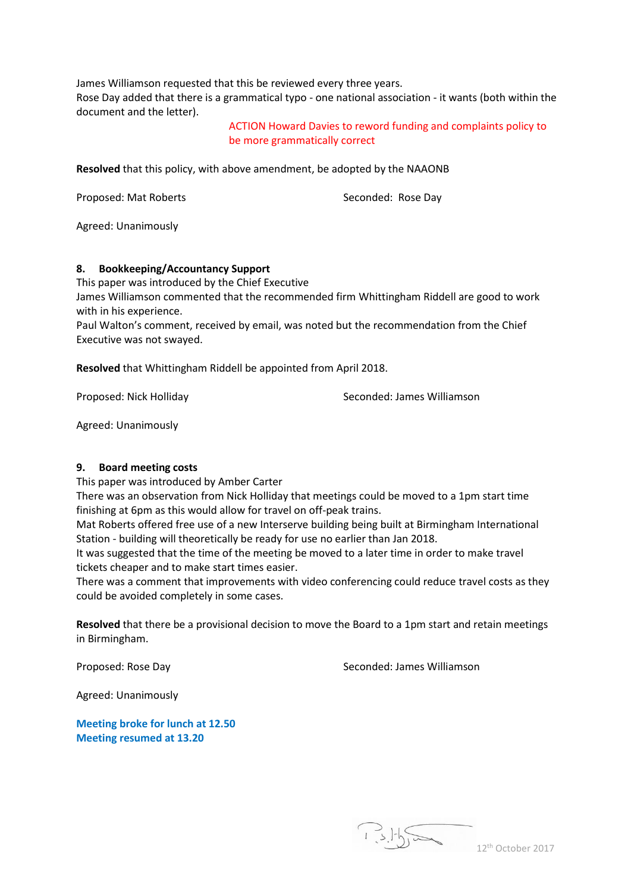James Williamson requested that this be reviewed every three years.
Rose Day added that there is a grammatical typo - one national association - it wants (both within the document and the letter).

ACTION Howard Davies to reword funding and complaints policy to be more grammatically correct

**Resolved** that this policy, with above amendment, be adopted by the NAAONB

Proposed: Mat Roberts | Seconded: Rose Day

Agreed: Unanimously

### 8. Bookkeeping/Accountancy Support

This paper was introduced by the Chief Executive
James Williamson commented that the recommended firm Whittingham Riddell are good to work with in his experience.
Paul Walton's comment, received by email, was noted but the recommendation from the Chief Executive was not swayed.

**Resolved** that Whittingham Riddell be appointed from April 2018.

Proposed: Nick Holliday | Seconded: James Williamson

Agreed: Unanimously

### 9. Board meeting costs

This paper was introduced by Amber Carter
There was an observation from Nick Holliday that meetings could be moved to a 1pm start time finishing at 6pm as this would allow for travel on off-peak trains.
Mat Roberts offered free use of a new Interserve building being built at Birmingham International Station - building will theoretically be ready for use no earlier than Jan 2018.
It was suggested that the time of the meeting be moved to a later time in order to make travel tickets cheaper and to make start times easier.
There was a comment that improvements with video conferencing could reduce travel costs as they could be avoided completely in some cases.

**Resolved** that there be a provisional decision to move the Board to a 1pm start and retain meetings in Birmingham.

Proposed: Rose Day | Seconded: James Williamson

Agreed: Unanimously

**Meeting broke for lunch at 12.50**
**Meeting resumed at 13.20**

12th October 2017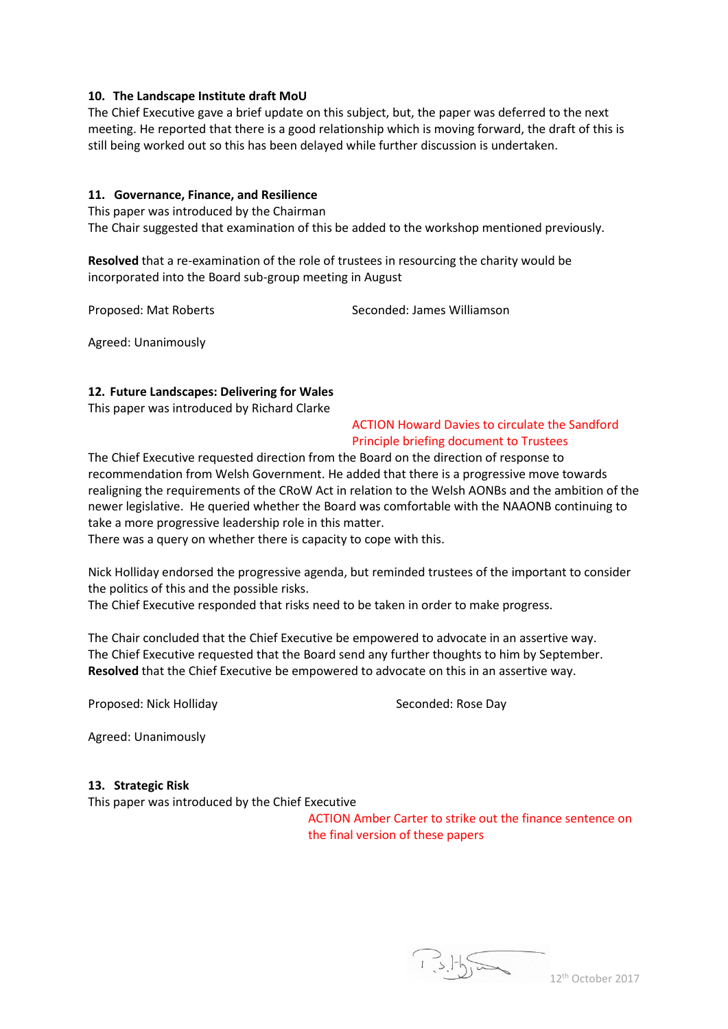**10. The Landscape Institute draft MoU**

The Chief Executive gave a brief update on this subject, but, the paper was deferred to the next meeting. He reported that there is a good relationship which is moving forward, the draft of this is still being worked out so this has been delayed while further discussion is undertaken.

**11. Governance, Finance, and Resilience**

This paper was introduced by the Chairman

The Chair suggested that examination of this be added to the workshop mentioned previously.

**Resolved** that a re-examination of the role of trustees in resourcing the charity would be incorporated into the Board sub-group meeting in August

Proposed: Mat Roberts　　　　Seconded: James Williamson

Agreed: Unanimously

**12. Future Landscapes: Delivering for Wales**

This paper was introduced by Richard Clarke

ACTION Howard Davies to circulate the Sandford Principle briefing document to Trustees

The Chief Executive requested direction from the Board on the direction of response to recommendation from Welsh Government. He added that there is a progressive move towards realigning the requirements of the CRoW Act in relation to the Welsh AONBs and the ambition of the newer legislative. He queried whether the Board was comfortable with the NAAONB continuing to take a more progressive leadership role in this matter.

There was a query on whether there is capacity to cope with this.

Nick Holliday endorsed the progressive agenda, but reminded trustees of the important to consider the politics of this and the possible risks.

The Chief Executive responded that risks need to be taken in order to make progress.

The Chair concluded that the Chief Executive be empowered to advocate in an assertive way.

The Chief Executive requested that the Board send any further thoughts to him by September.

**Resolved** that the Chief Executive be empowered to advocate on this in an assertive way.

Proposed: Nick Holliday　　　　Seconded: Rose Day

Agreed: Unanimously

**13. Strategic Risk**

This paper was introduced by the Chief Executive

ACTION Amber Carter to strike out the finance sentence on the final version of these papers

12th October 2017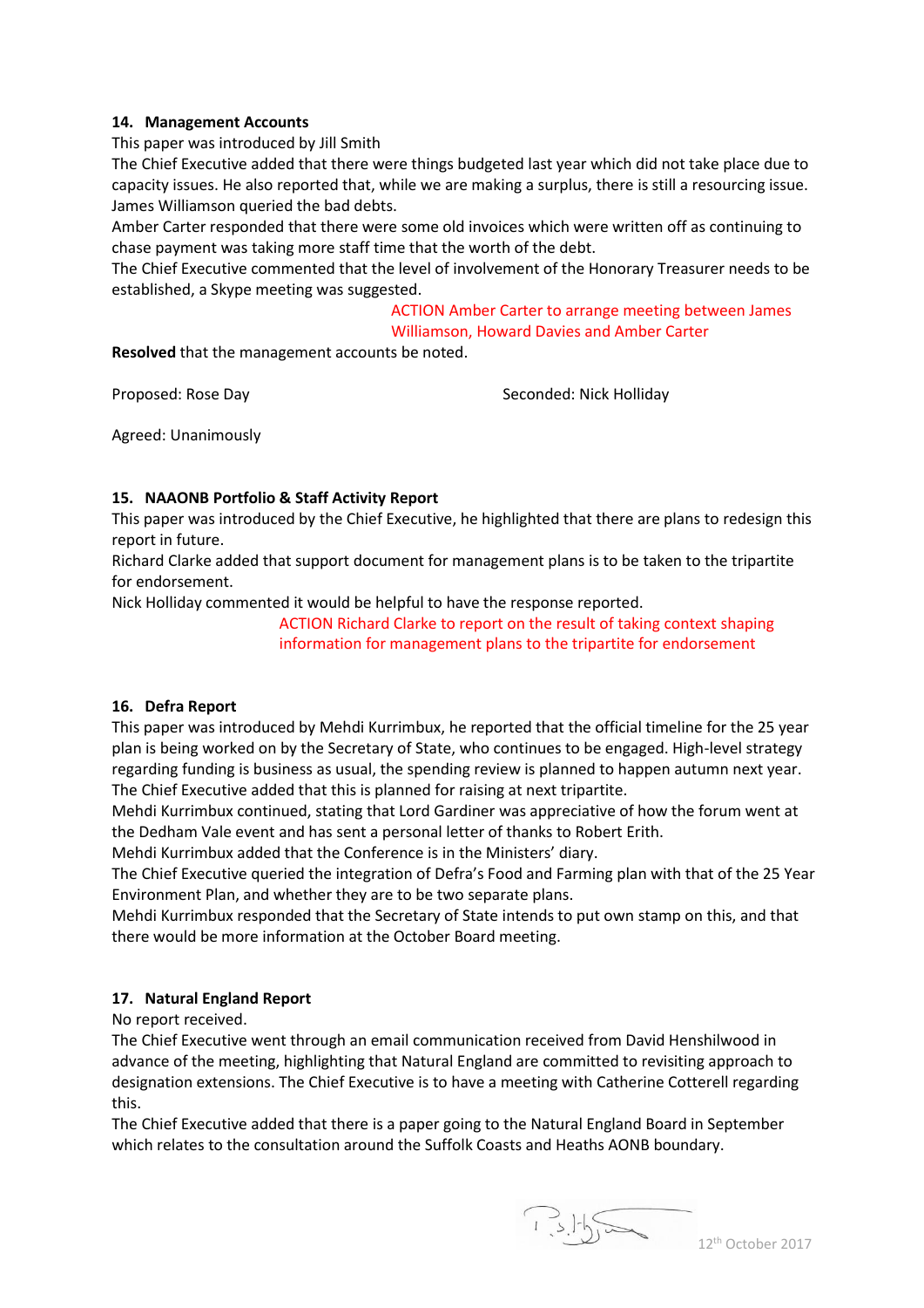### 14. Management Accounts

This paper was introduced by Jill Smith

The Chief Executive added that there were things budgeted last year which did not take place due to capacity issues. He also reported that, while we are making a surplus, there is still a resourcing issue.

James Williamson queried the bad debts.

Amber Carter responded that there were some old invoices which were written off as continuing to chase payment was taking more staff time that the worth of the debt.

The Chief Executive commented that the level of involvement of the Honorary Treasurer needs to be established, a Skype meeting was suggested.

ACTION Amber Carter to arrange meeting between James Williamson, Howard Davies and Amber Carter

**Resolved** that the management accounts be noted.

Proposed: Rose Day    Seconded: Nick Holliday

Agreed: Unanimously

### 15. NAAONB Portfolio & Staff Activity Report

This paper was introduced by the Chief Executive, he highlighted that there are plans to redesign this report in future.

Richard Clarke added that support document for management plans is to be taken to the tripartite for endorsement.

Nick Holliday commented it would be helpful to have the response reported.

ACTION Richard Clarke to report on the result of taking context shaping information for management plans to the tripartite for endorsement

### 16. Defra Report

This paper was introduced by Mehdi Kurrimbux, he reported that the official timeline for the 25 year plan is being worked on by the Secretary of State, who continues to be engaged. High-level strategy regarding funding is business as usual, the spending review is planned to happen autumn next year.

The Chief Executive added that this is planned for raising at next tripartite.

Mehdi Kurrimbux continued, stating that Lord Gardiner was appreciative of how the forum went at the Dedham Vale event and has sent a personal letter of thanks to Robert Erith.

Mehdi Kurrimbux added that the Conference is in the Ministers' diary.

The Chief Executive queried the integration of Defra's Food and Farming plan with that of the 25 Year Environment Plan, and whether they are to be two separate plans.

Mehdi Kurrimbux responded that the Secretary of State intends to put own stamp on this, and that there would be more information at the October Board meeting.

### 17. Natural England Report

No report received.

The Chief Executive went through an email communication received from David Henshilwood in advance of the meeting, highlighting that Natural England are committed to revisiting approach to designation extensions. The Chief Executive is to have a meeting with Catherine Cotterell regarding this.

The Chief Executive added that there is a paper going to the Natural England Board in September which relates to the consultation around the Suffolk Coasts and Heaths AONB boundary.

12th October 2017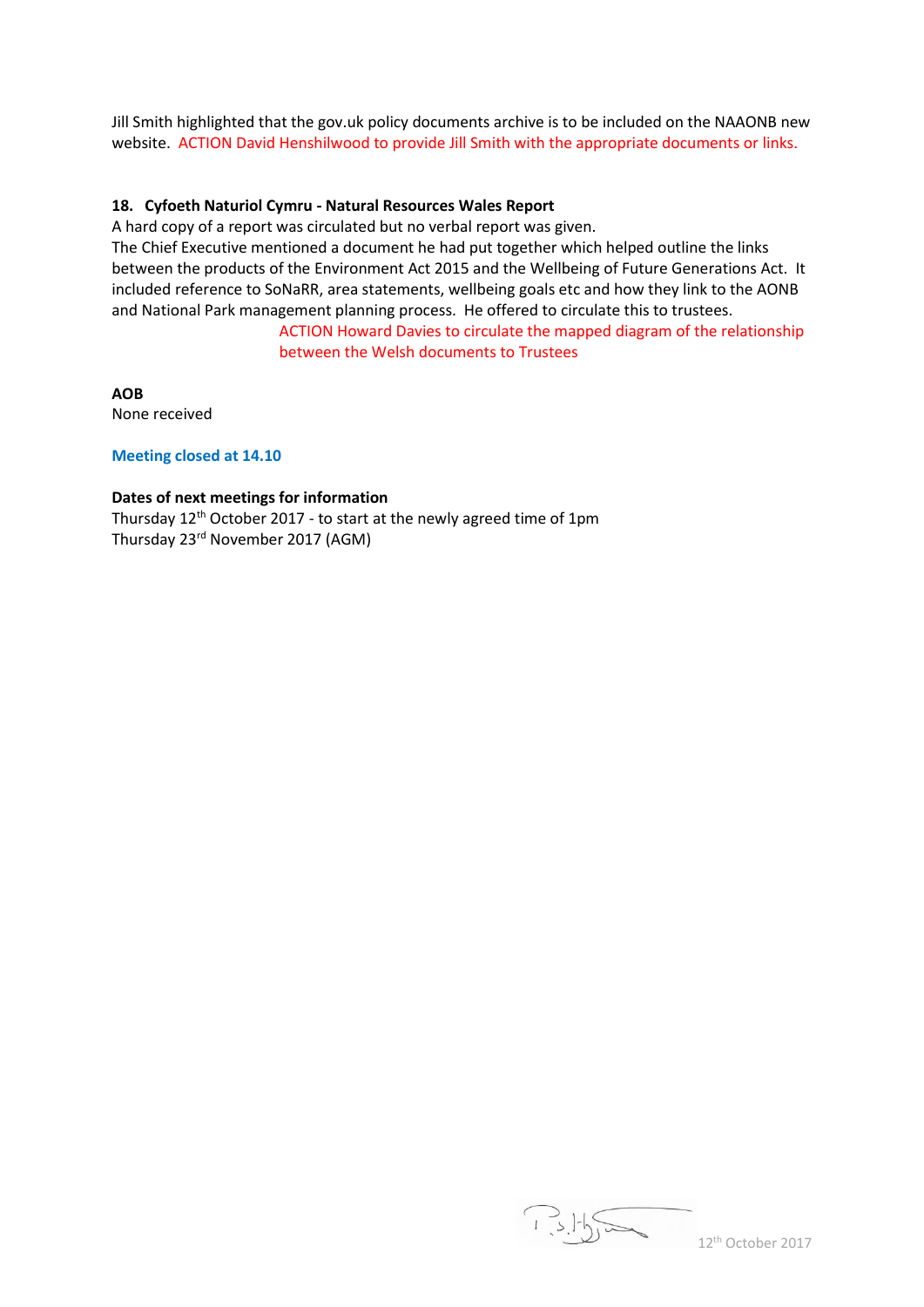Jill Smith highlighted that the gov.uk policy documents archive is to be included on the NAAONB new website. ACTION David Henshilwood to provide Jill Smith with the appropriate documents or links.

**18. Cyfoeth Naturiol Cymru - Natural Resources Wales Report**

A hard copy of a report was circulated but no verbal report was given.

The Chief Executive mentioned a document he had put together which helped outline the links between the products of the Environment Act 2015 and the Wellbeing of Future Generations Act. It included reference to SoNaRR, area statements, wellbeing goals etc and how they link to the AONB and National Park management planning process. He offered to circulate this to trustees.

ACTION Howard Davies to circulate the mapped diagram of the relationship between the Welsh documents to Trustees

**AOB**

None received

**Meeting closed at 14.10**

**Dates of next meetings for information**

Thursday 12th October 2017 - to start at the newly agreed time of 1pm

Thursday 23rd November 2017 (AGM)

12th October 2017